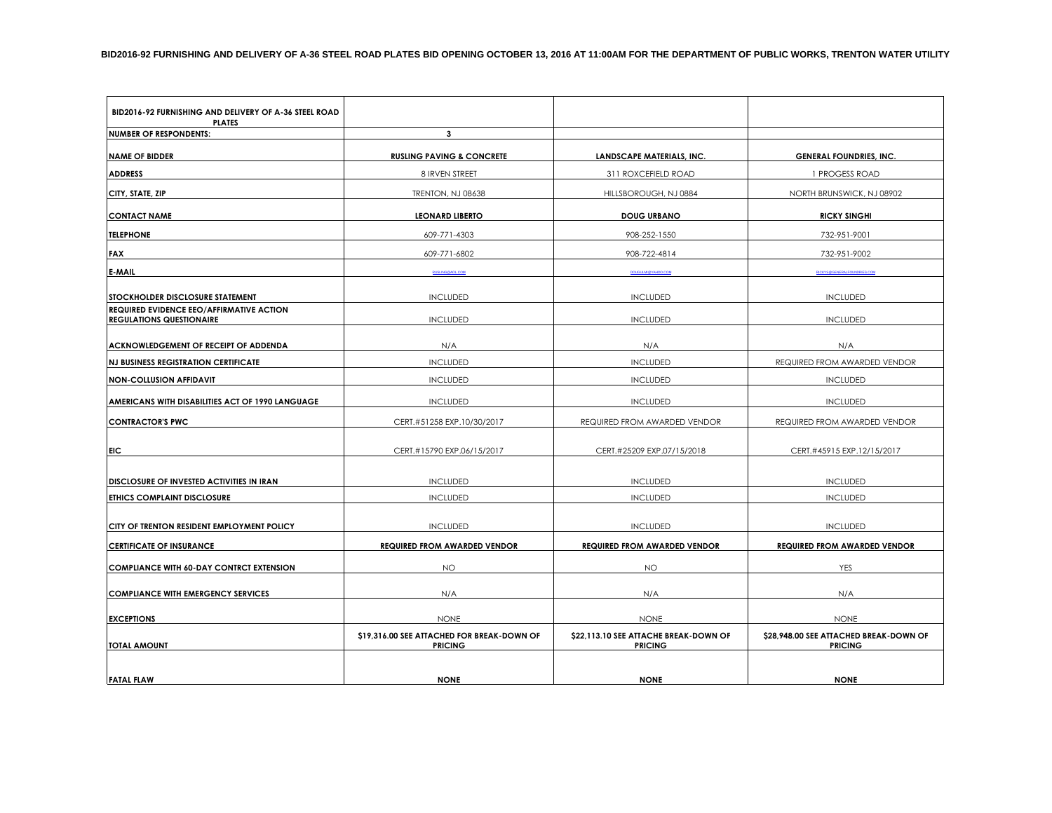**BID2016-92 FURNISHING AND DELIVERY OF A-36 STEEL ROAD PLATES BID OPENING OCTOBER 13, 2016 AT 11:00AM FOR THE DEPARTMENT OF PUBLIC WORKS, TRENTON WATER UTILITY**

| BID2016-92 FURNISHING AND DELIVERY OF A-36 STEEL ROAD PLATES | | | |
|---|---|---|---|
| **NUMBER OF RESPONDENTS:** | **3** | | |
| **NAME OF BIDDER** | **RUSLING PAVING & CONCRETE** | **LANDSCAPE MATERIALS, INC.** | **GENERAL FOUNDRIES, INC.** |
| **ADDRESS** | 8 IRVEN STREET | 311 ROXCEFIELD ROAD | 1 PROGESS ROAD |
| **CITY, STATE, ZIP** | TRENTON, NJ 08638 | HILLSBOROUGH, NJ 0884 | NORTH BRUNSWICK, NJ 08902 |
| **CONTACT NAME** | **LEONARD LIBERTO** | **DOUG URBANO** | **RICKY SINGHI** |
| **TELEPHONE** | 609-771-4303 | 908-252-1550 | 732-951-9001 |
| **FAX** | 609-771-6802 | 908-722-4814 | 732-951-9002 |
| **E-MAIL** | RUSLING@AOL.COM | DOUGJLM@YAHOO.COM | RICKYS@GENERALFOUNDRIES.COM |
| **STOCKHOLDER DISCLOSURE STATEMENT** | INCLUDED | INCLUDED | INCLUDED |
| **REQUIRED EVIDENCE EEO/AFFIRMATIVE ACTION REGULATIONS QUESTIONAIRE** | INCLUDED | INCLUDED | INCLUDED |
| **ACKNOWLEDGEMENT OF RECEIPT OF ADDENDA** | N/A | N/A | N/A |
| **NJ BUSINESS REGISTRATION CERTIFICATE** | INCLUDED | INCLUDED | REQUIRED FROM AWARDED VENDOR |
| **NON-COLLUSION AFFIDAVIT** | INCLUDED | INCLUDED | INCLUDED |
| **AMERICANS WITH DISABILITIES ACT OF 1990 LANGUAGE** | INCLUDED | INCLUDED | INCLUDED |
| **CONTRACTOR'S PWC** | CERT.#51258 EXP.10/30/2017 | REQUIRED FROM AWARDED VENDOR | REQUIRED FROM AWARDED VENDOR |
| **EIC** | CERT.#15790 EXP.06/15/2017 | CERT.#25209 EXP.07/15/2018 | CERT.#45915 EXP.12/15/2017 |
| **DISCLOSURE OF INVESTED ACTIVITIES IN IRAN** | INCLUDED | INCLUDED | INCLUDED |
| **ETHICS COMPLAINT DISCLOSURE** | INCLUDED | INCLUDED | INCLUDED |
| **CITY OF TRENTON RESIDENT EMPLOYMENT POLICY** | INCLUDED | INCLUDED | INCLUDED |
| **CERTIFICATE OF INSURANCE** | **REQUIRED FROM AWARDED VENDOR** | **REQUIRED FROM AWARDED VENDOR** | **REQUIRED FROM AWARDED VENDOR** |
| **COMPLIANCE WITH 60-DAY CONTRCT EXTENSION** | NO | NO | YES |
| **COMPLIANCE WITH EMERGENCY SERVICES** | N/A | N/A | N/A |
| **EXCEPTIONS** | NONE | NONE | NONE |
| **TOTAL AMOUNT** | **$19,316.00 SEE ATTACHED FOR BREAK-DOWN OF PRICING** | **$22,113.10 SEE ATTACHE BREAK-DOWN OF PRICING** | **$28,948.00 SEE ATTACHED BREAK-DOWN OF PRICING** |
| **FATAL FLAW** | **NONE** | **NONE** | **NONE** |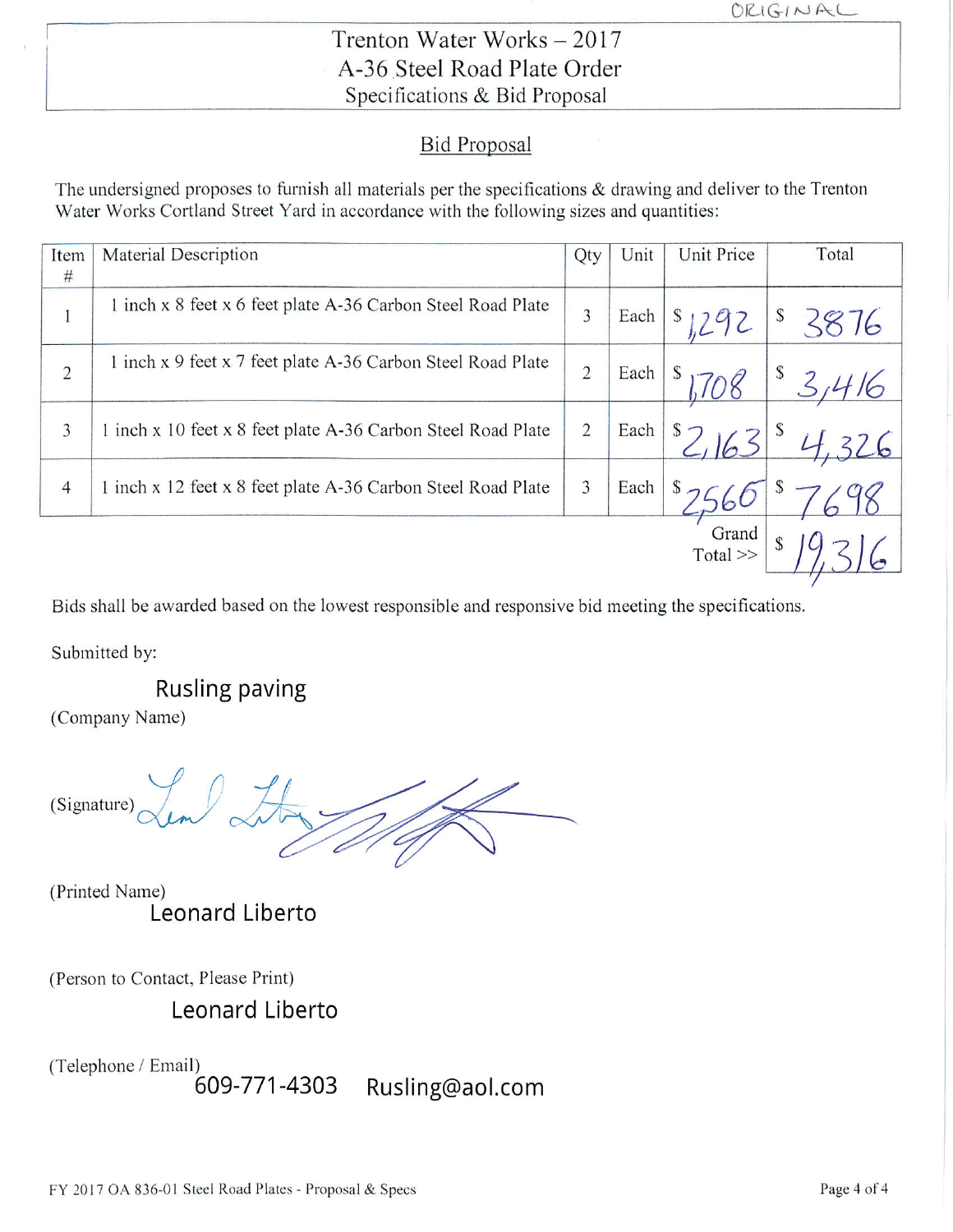ORIGINAL

# Trenton Water Works – 2017
## A-36 Steel Road Plate Order
### Specifications & Bid Proposal

## Bid Proposal

The undersigned proposes to furnish all materials per the specifications & drawing and deliver to the Trenton Water Works Cortland Street Yard in accordance with the following sizes and quantities:

| Item # | Material Description | Qty | Unit | Unit Price | Total |
|---|---|---|---|---|---|
| 1 | 1 inch x 8 feet x 6 feet plate A-36 Carbon Steel Road Plate | 3 | Each | $ 1,292 | $ 3876 |
| 2 | 1 inch x 9 feet x 7 feet plate A-36 Carbon Steel Road Plate | 2 | Each | $ 1,708 | $ 3,416 |
| 3 | 1 inch x 10 feet x 8 feet plate A-36 Carbon Steel Road Plate | 2 | Each | $ 2,163 | $ 4,326 |
| 4 | 1 inch x 12 feet x 8 feet plate A-36 Carbon Steel Road Plate | 3 | Each | $ 2566 | $ 7698 |
| | | | | Grand Total >> | $ 19,316 |

Bids shall be awarded based on the lowest responsible and responsive bid meeting the specifications.

Submitted by:

Rusling paving
(Company Name)

(Signature) [signature]

(Printed Name)
Leonard Liberto

(Person to Contact, Please Print)
Leonard Liberto

(Telephone / Email)
609-771-4303 Rusling@aol.com

FY 2017 OA 836-01 Steel Road Plates - Proposal & Specs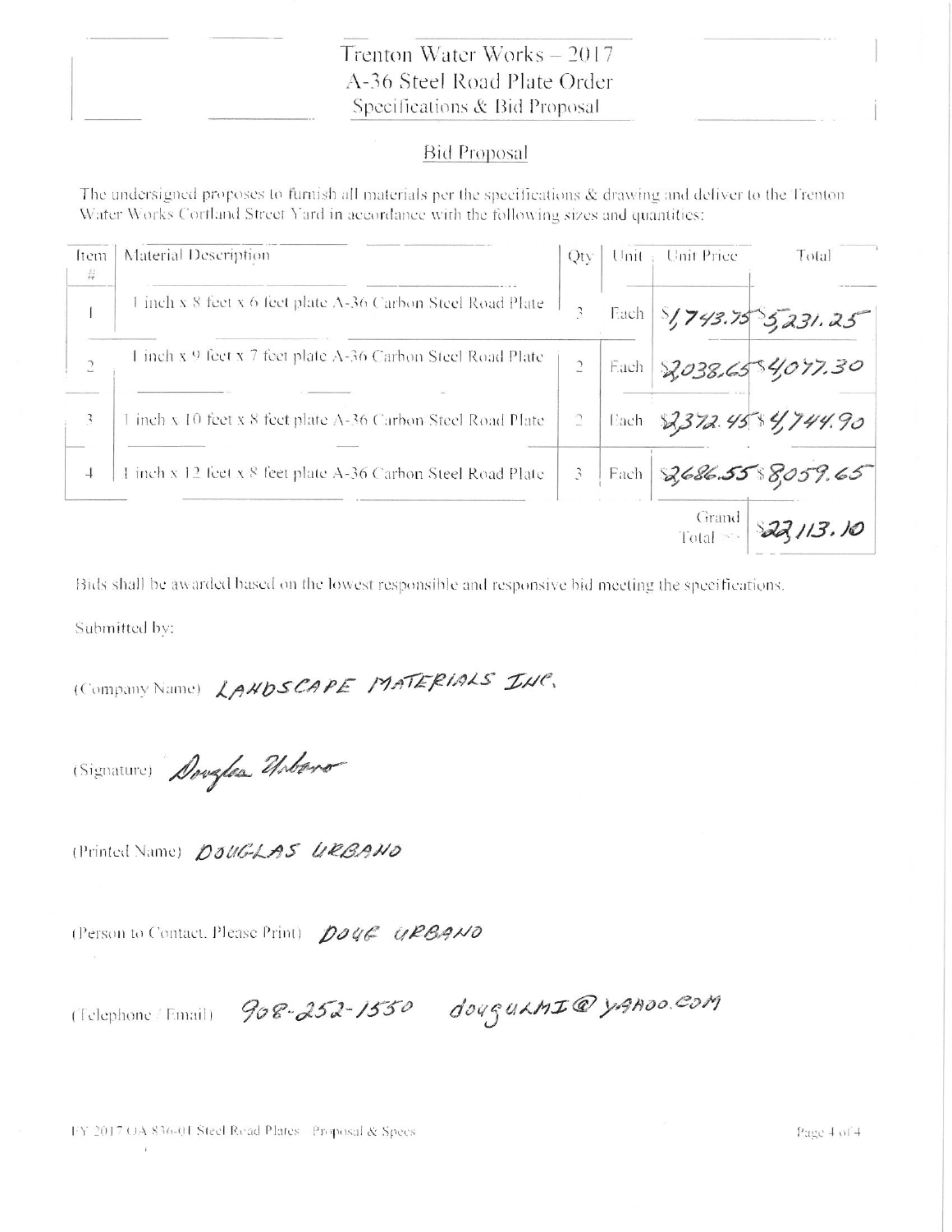# Trenton Water Works – 2017
## A-36 Steel Road Plate Order
### Specifications & Bid Proposal

### Bid Proposal

The undersigned proposes to furnish all materials per the specifications & drawing and deliver to the Trenton Water Works Cortland Street Yard in accordance with the following sizes and quantities:

| Item # | Material Description | Qty | Unit | Unit Price | Total |
|---|---|---|---|---|---|
| 1 | 1 inch x 8 feet x 6 feet plate A-36 Carbon Steel Road Plate | 3 | Each | $1,743.75 | $5,231.25 |
| 2 | 1 inch x 9 feet x 7 feet plate A-36 Carbon Steel Road Plate | 2 | Each | $2,038.65 | $4,077.30 |
| 3 | 1 inch x 10 feet x 8 feet plate A-36 Carbon Steel Road Plate | 2 | Each | $2,372.45 | $4,744.90 |
| 4 | 1 inch x 12 feet x 8 feet plate A-36 Carbon Steel Road Plate | 3 | Each | $2,686.55 | $8,059.65 |
| | | | | Grand Total >> | $22,113.10 |

Bids shall be awarded based on the lowest responsible and responsive bid meeting the specifications.

Submitted by:

(Company Name) LANDSCAPE MATERIALS INC.

(Signature) Douglas Urbano

(Printed Name) DOUGLAS URBANO

(Person to Contact, Please Print) DOUG URBANO

(Telephone / Email) 908-252-1550 dougulmi@yahoo.com

FY 2017 QA 836-01 Steel Road Plates Proposal & Specs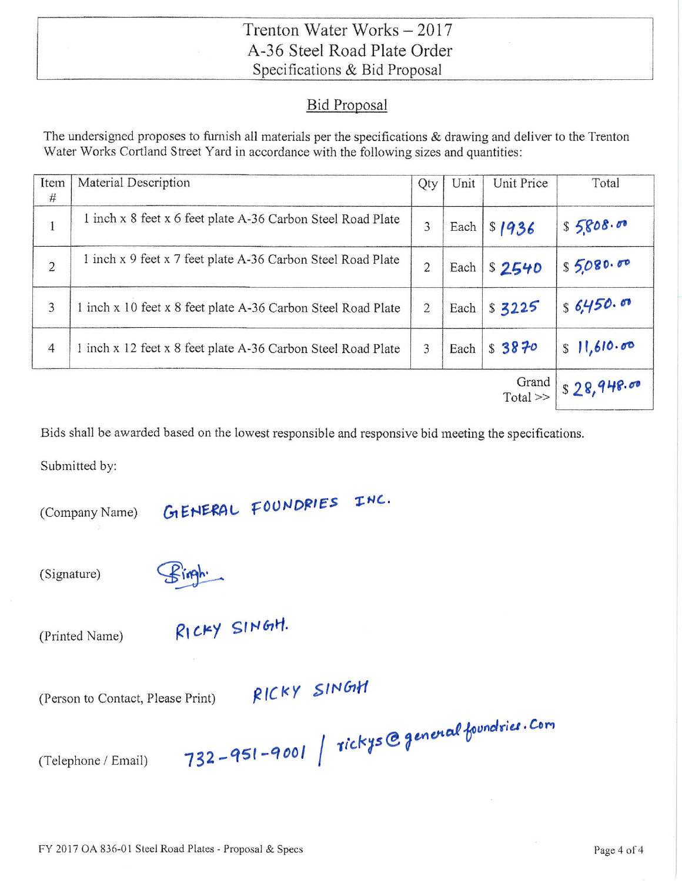# Trenton Water Works – 2017
## A-36 Steel Road Plate Order
### Specifications & Bid Proposal

## Bid Proposal

The undersigned proposes to furnish all materials per the specifications & drawing and deliver to the Trenton Water Works Cortland Street Yard in accordance with the following sizes and quantities:

| Item # | Material Description | Qty | Unit | Unit Price | Total |
|---|---|---|---|---|---|
| 1 | 1 inch x 8 feet x 6 feet plate A-36 Carbon Steel Road Plate | 3 | Each | $ 1936 | $ 5,808.00 |
| 2 | 1 inch x 9 feet x 7 feet plate A-36 Carbon Steel Road Plate | 2 | Each | $ 2540 | $ 5,080.00 |
| 3 | 1 inch x 10 feet x 8 feet plate A-36 Carbon Steel Road Plate | 2 | Each | $ 3225 | $ 6,450.00 |
| 4 | 1 inch x 12 feet x 8 feet plate A-36 Carbon Steel Road Plate | 3 | Each | $ 3870 | $ 11,610.00 |
| | | | | Grand Total >> | $ 28,948.00 |

Bids shall be awarded based on the lowest responsible and responsive bid meeting the specifications.

Submitted by:

(Company Name) GENERAL FOUNDRIES INC.

(Signature) Singh.

(Printed Name) RICKY SINGH.

(Person to Contact, Please Print) RICKY SINGH

(Telephone / Email) 732-951-9001 / rickys@generalfoundries.com

FY 2017 OA 836-01 Steel Road Plates - Proposal & Specs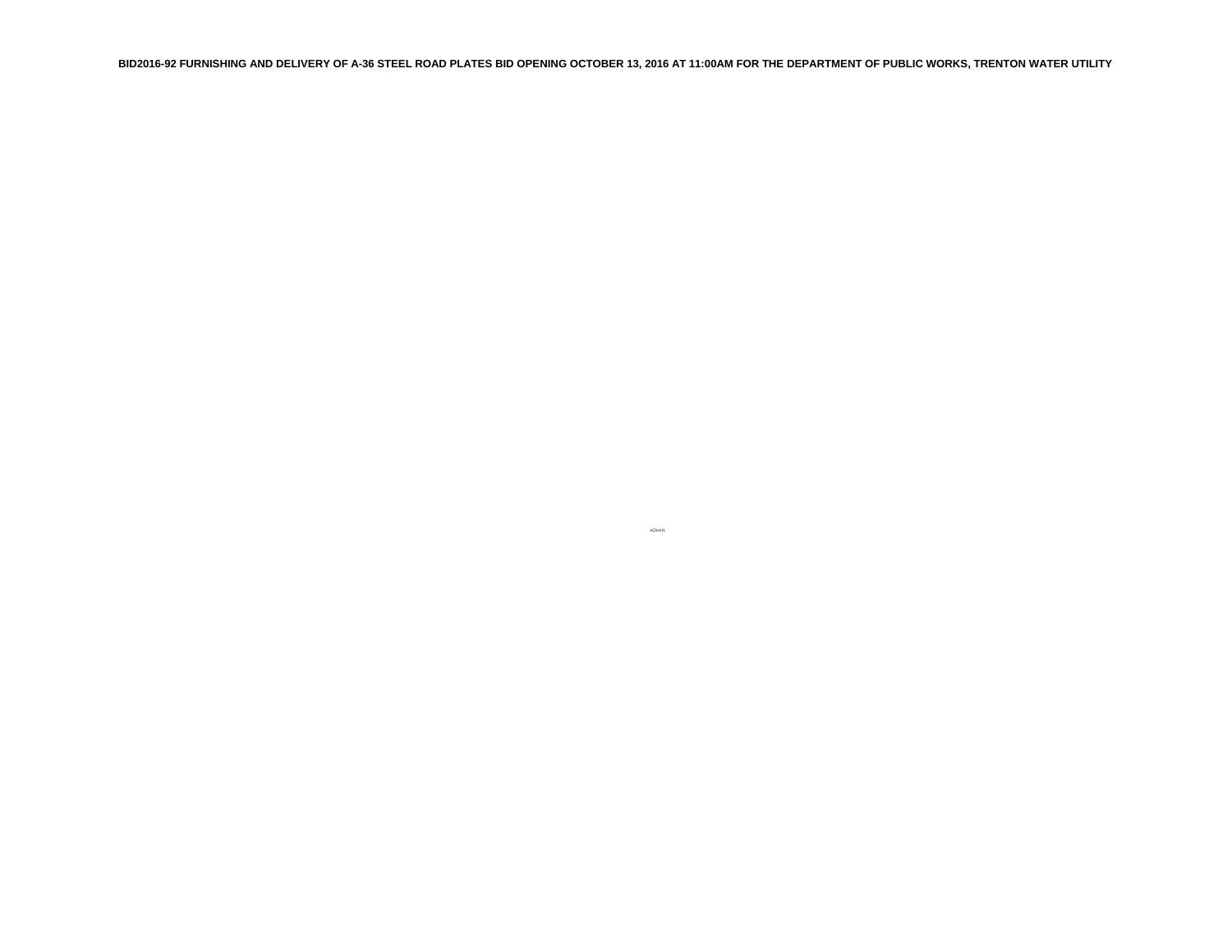ADMIN